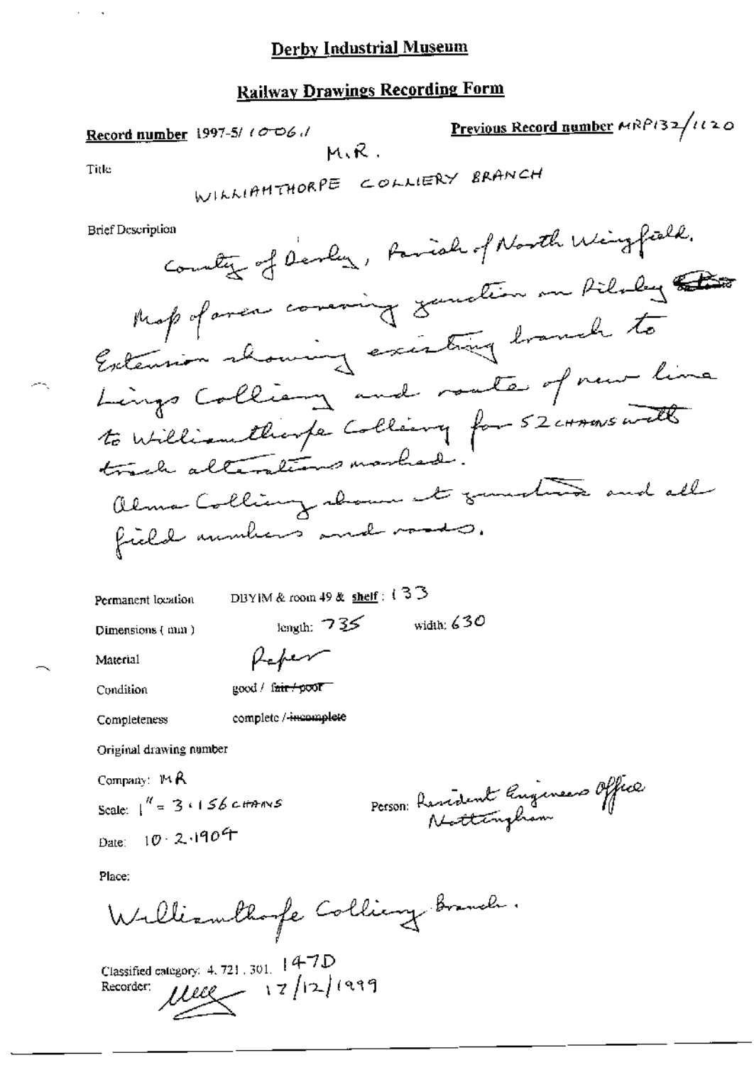# Derby Industrial Museum

## Railway Drawings Recording Form

**Record number** 1997-5/ 1006.1

**Previous Record number** MRP132/1120

Title

M.R.

WILLIAMTHORPE COLLIERY BRANCH

Brief Description

County of Derby, Parish of North Wingfield. Map of area covering junction on Pilsley Extension showing existing branch to Lings Colliery and route of new line to Williamthorpe Colliery for 52 CHAINS with track alterations marked. Alma Colliery shown at junction and all field numbers and roads.

Permanent location: DBYIM & room 49 & **shelf**: 133

Dimensions (mm): length: 735 width: 630

Material: Paper

Condition: good / ~~fair / poor~~

Completeness: complete / ~~incomplete~~

Original drawing number

Company: MR

Scale: 1" = 3.156 CHAINS

Person: Resident Engineers Office Nottingham

Date: 10.2.1904

Place:

Williamthorpe Colliery Branch.

Classified category: 4.721.301. 147D

Recorder: [signature] 17/12/1999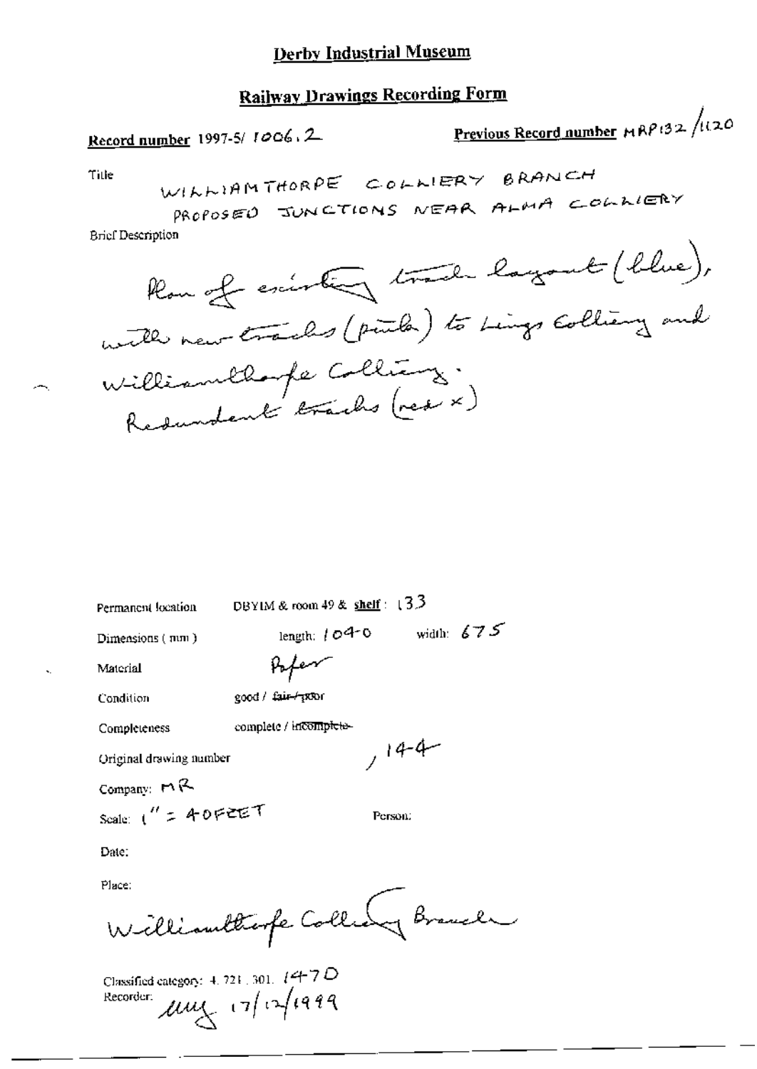# Derby Industrial Museum

## Railway Drawings Recording Form

**Record number** 1997-5/ 1006.2

**Previous Record number** MRP132 /1120

Title

WILLIAMTHORPE COLLIERY BRANCH
PROPOSED JUNCTIONS NEAR ALMA COLLIERY

Brief Description

Plan of existing track layout (blue), with new tracks (pink) to Lings Colliery and Williamthorpe Colliery. Redundant tracks (red x)

Permanent location DBYIM & room 49 & **shelf**: 133

Dimensions (mm) length: 1040 width: 675

Material Paper

Condition good / ~~fair / poor~~

Completeness complete / ~~incomplete~~

Original drawing number , 144

Company: MR

Scale: 1" = 40FEET

Person:

Date:

Place:

Williamthorpe Colliery Branch

Classified category: 4. 721. 301. 1470

Recorder: muy 17/12/1999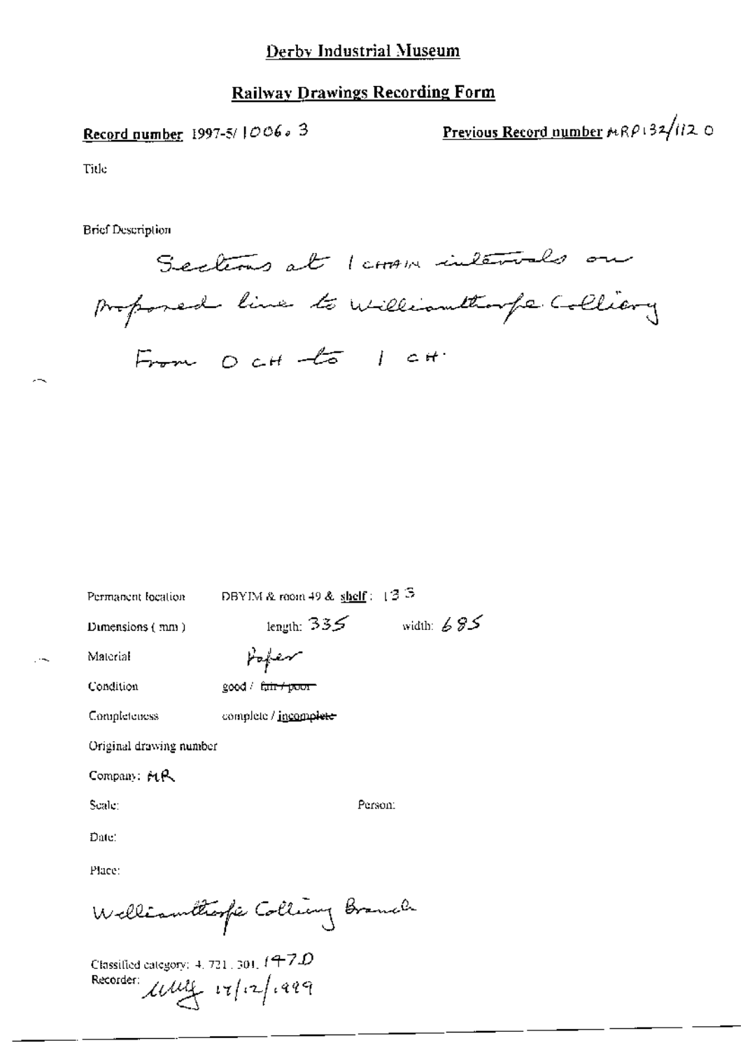# Derby Industrial Museum

## Railway Drawings Recording Form

**Record number** 1997-5/ 1006. 3

**Previous Record number** MRP132/1120

Title

Brief Description

Sections at 1 chain intervals on proposed line to Williamthorpe Colliery From 0 CH to 1 CH.

Permanent location DBYIM & room 49 & shelf: 133

Dimensions (mm) length: 335 width: 685

Material Paper

Condition good / ~~fair / poor~~

Completeness complete / ~~incomplete~~

Original drawing number

Company: MR

Scale:

Person:

Date:

Place:

Williamthorpe Colliery Branch

Classified category: 4. 721. 301. 147D

Recorder: MMf 17/12/1999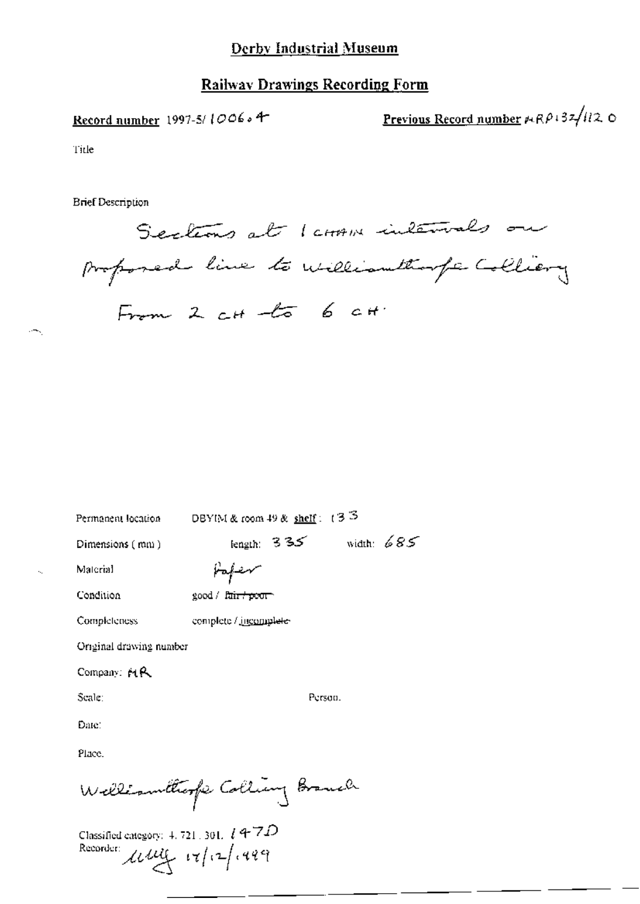# Derby Industrial Museum

## Railway Drawings Recording Form

**Record number** 1997-5/ 1006.4

**Previous Record number** MRP132/112 O

Title

Brief Description

Sections at 1 CHAIN intervals on proposed line to Williamthorpe Colliery From 2 CH to 6 CH.

Permanent location DBYIM & room 49 & shelf : 133

Dimensions (mm) length: 335 width: 685

Material Paper

Condition good / ~~fair / poor~~

Completeness complete / ~~incomplete~~

Original drawing number

Company: MR

Scale: Person.

Date:

Place.

Williamthorpe Colliery Branch

Classified category: 4. 721. 301. 147D

Recorder: 17/12/1999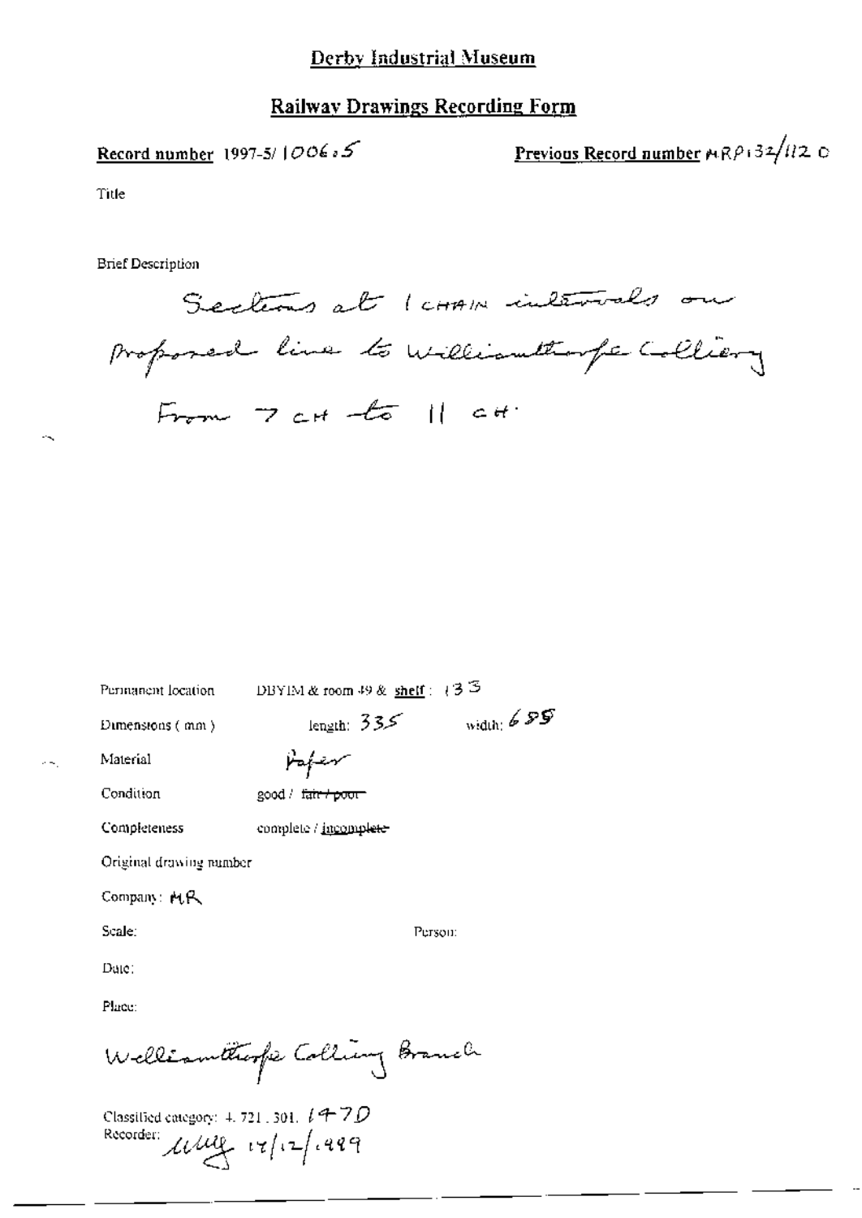# Derby Industrial Museum

## Railway Drawings Recording Form

**Record number** 1997-5/ 1006.5

**Previous Record number** MRP132/112 C

Title

Brief Description

Sections at 1 CHAIN intervals on proposed line to Williamthorpe Colliery From 7 CH to 11 CH.

Permanent location: DBYIM & room 49 & shelf: 133

Dimensions (mm): length: 335 width: 685

Material: Paper

Condition: good / ~~fair / poor~~

Completeness: complete / ~~incomplete~~

Original drawing number

Company: MR

Scale:

Person:

Date:

Place:

Williamthorpe Colliery Branch

Classified category: 4. 721. 301. 147D

Recorder: 17/12/1999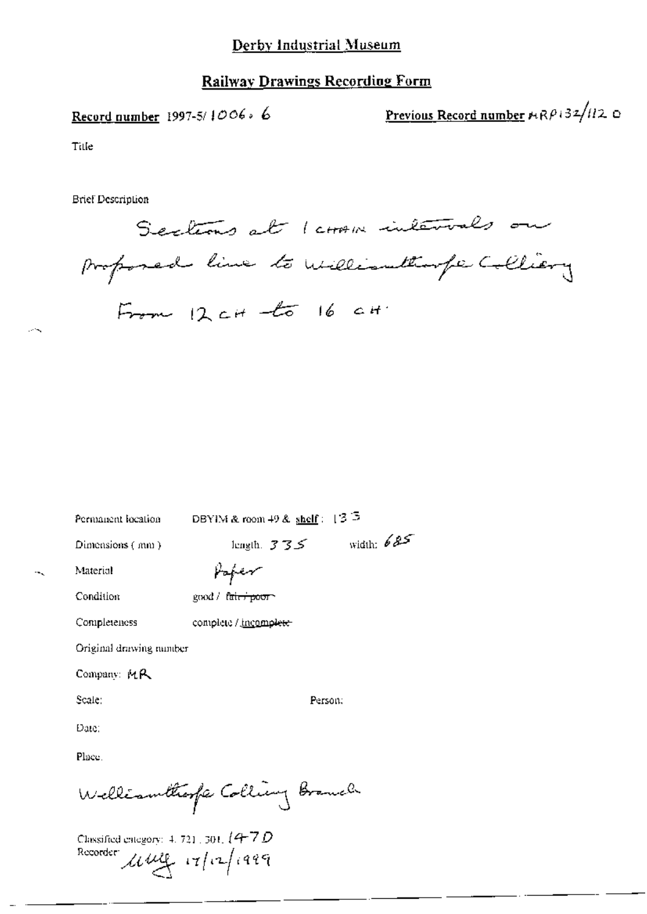# Derby Industrial Museum

## Railway Drawings Recording Form

**Record number** 1997-5/1006.6

**Previous Record number** MRP132/1120

Title

Brief Description

Sections at 1 chain intervals on proposed line to Williamthorpe Colliery From 12 CH to 16 CH.

Permanent location: DBYIM & room 49 & shelf: 133

Dimensions (mm): length: 335 width: 685

Material: Paper

Condition: good / ~~fair / poor~~

Completeness: complete / ~~incomplete~~

Original drawing number

Company: MR

Scale:

Person:

Date:

Place:

Williamthorpe Colliery Branch

Classified category: 4.721.301.147D

Recorder: MMG 17/12/1999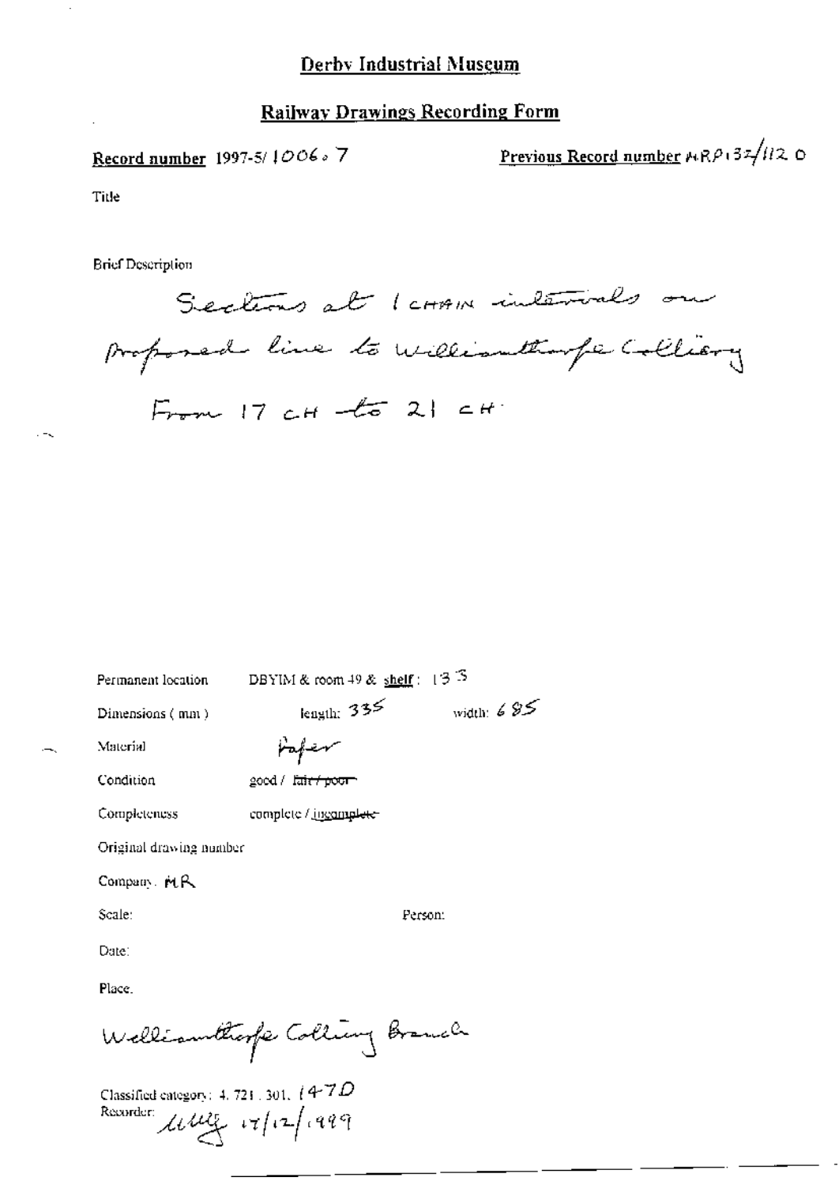# Derby Industrial Museum

## Railway Drawings Recording Form

**Record number** 1997-5/ 1006. 7

**Previous Record number** MRP132/112 0

Title

Brief Description

Sections at 1 CHAIN intervals on proposed line to Williamthorpe Colliery From 17 CH to 21 CH.

Permanent location DBYIM & room 49 & shelf: 133

Dimensions ( mm ) length: 335 width: 685

Material Paper

Condition good / ~~fair / poor~~

Completeness complete / ~~incomplete~~

Original drawing number

Company: MR

Scale:

Person:

Date:

Place.

Williamthorpe Colliery Branch

Classified category: 4. 721 . 301. 147D

Recorder: [illegible signature] 17/12/1999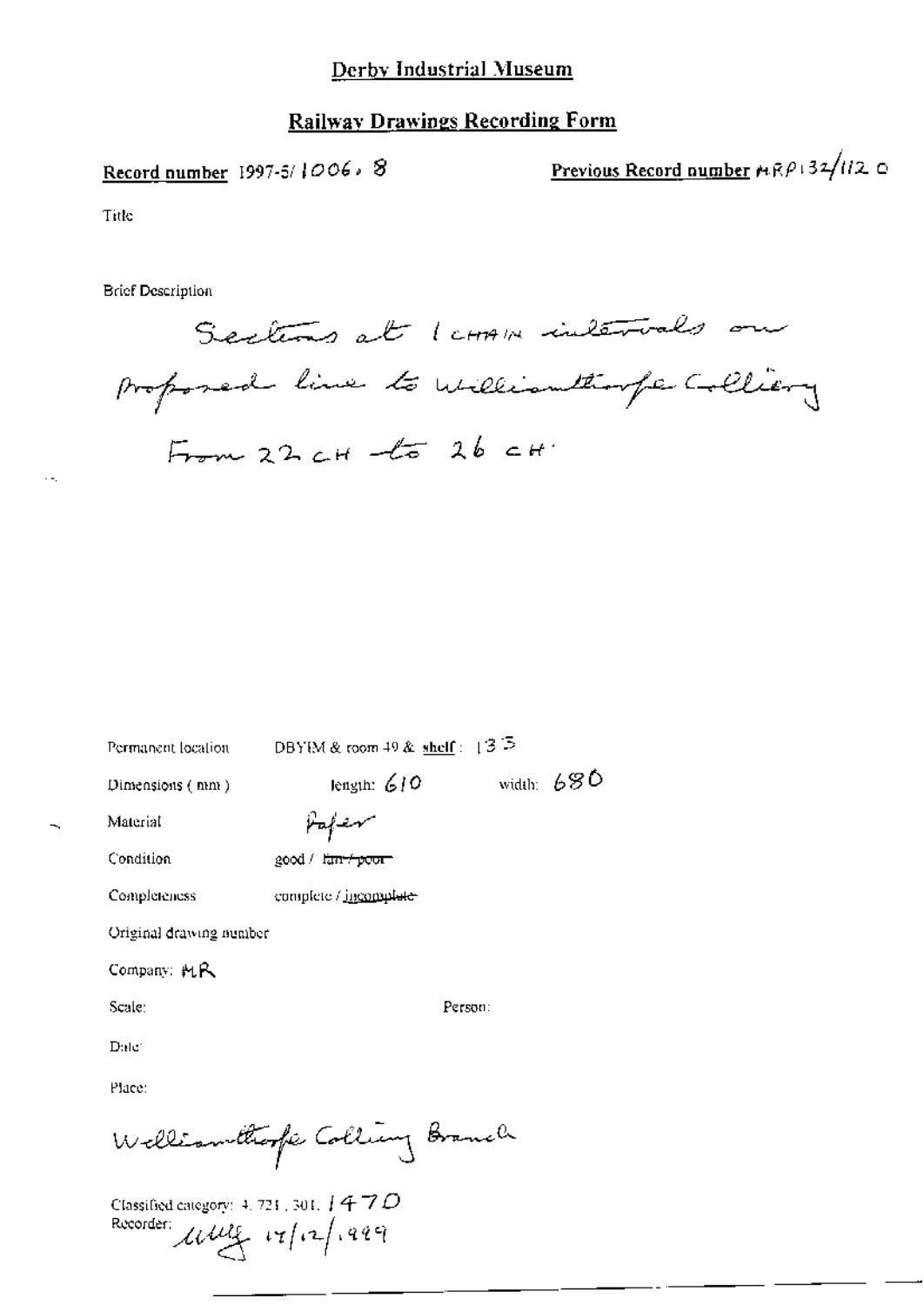# Derby Industrial Museum

## Railway Drawings Recording Form

**Record number** 1997-5/1006.8

**Previous Record number** MRP132/1120

Title

Brief Description

Sections at 1 CHAIN intervals on proposed line to Williamthorpe Colliery From 22 CH to 26 CH.

Permanent location: DBYIM & room 49 & shelf: 135

Dimensions (mm): length: 610 width: 680

Material: Paper

Condition: good / ~~fair / poor~~

Completeness: complete / ~~incomplete~~

Original drawing number

Company: MR

Scale:

Person:

Date:

Place:

Williamthorpe Colliery Branch

Classified category: 4.721.301.1470

Recorder: [initials] 17/12/1999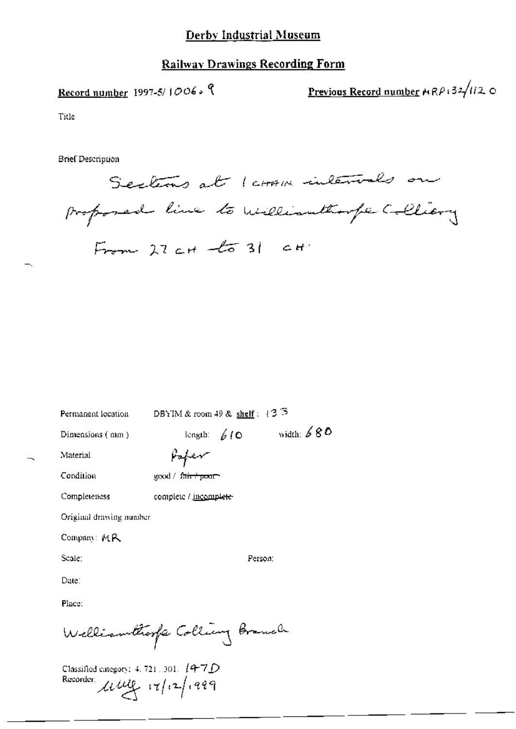# Derby Industrial Museum

## Railway Drawings Recording Form

**Record number** 1997-5/ 1006 . 9

**Previous Record number** MRP 132/1120

Title

Brief Description

Sections at 1 CHAIN intervals on proposed line to Williamthorpe Colliery From 27 CH to 31 CH.

Permanent location DBYIM & room 49 & **shelf** : 133

Dimensions ( mm ) length: 610 width: 680

Material Paper

Condition good / ~~fair / poor~~

Completeness complete / ~~incomplete~~

Original drawing number

Company: MR

Scale: Person:

Date:

Place:

Williamthorpe Colliery Branch

Classified category: 4. 721. 301. 147D

Recorder: 17/12/1999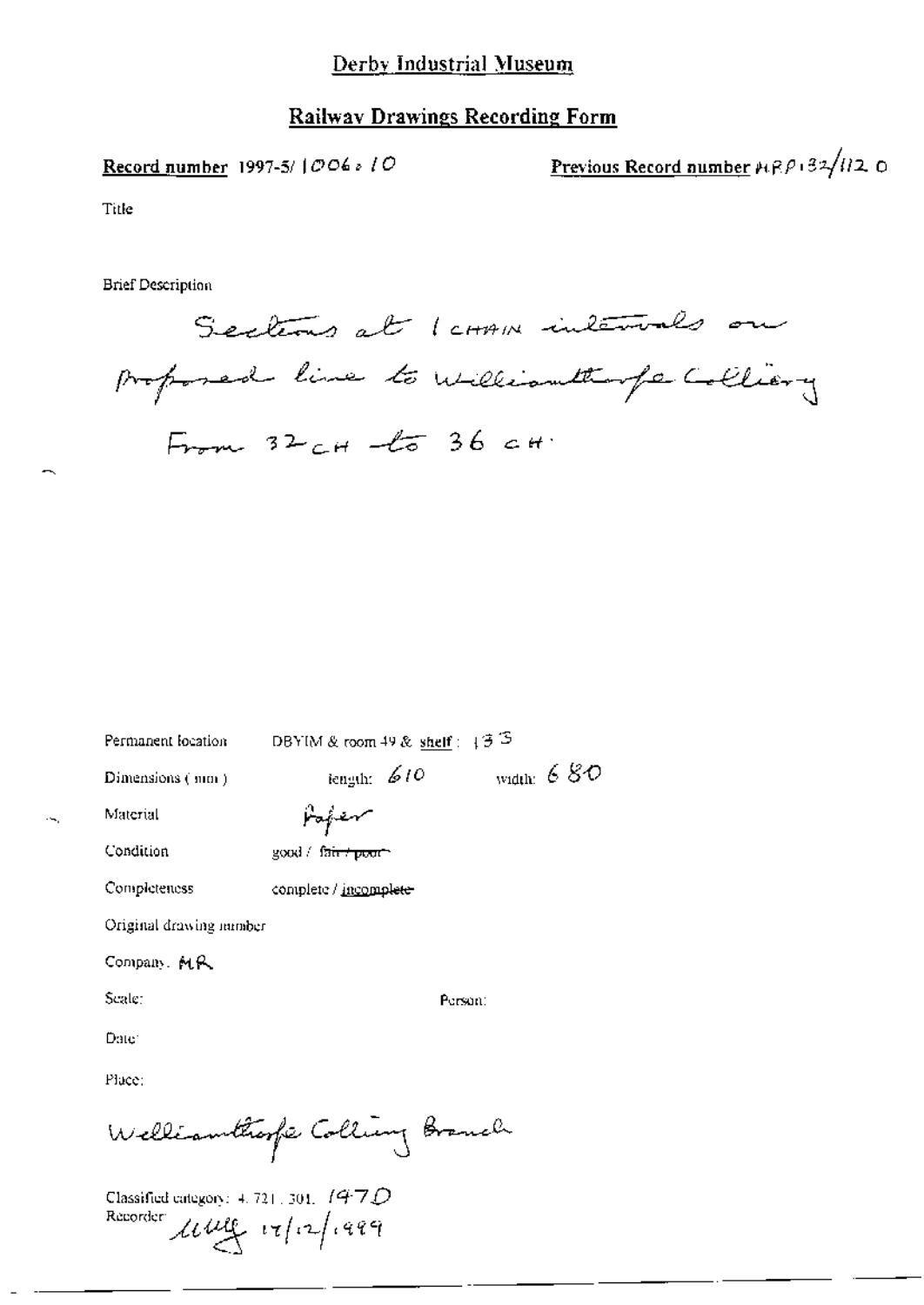# Derby Industrial Museum

## Railway Drawings Recording Form

**Record number** 1997-5/ 1006 : 10

**Previous Record number** MRP 132/1120

Title

Brief Description

Sections at 1 CHAIN intervals on proposed line to Williamthorpe Colliery From 32 CH to 36 CH.

Permanent location DBYIM & room 49 & shelf : 133

Dimensions (mm) length: 610 width: 680

Material Paper

Condition good / ~~fair / poor~~

Completeness complete / ~~incomplete~~

Original drawing number

Company: MR

Scale: Person:

Date:

Place:

Williamthorpe Colliery Branch

Classified category: 4. 721. 301. 1970

Recorder: uug 17/12/1999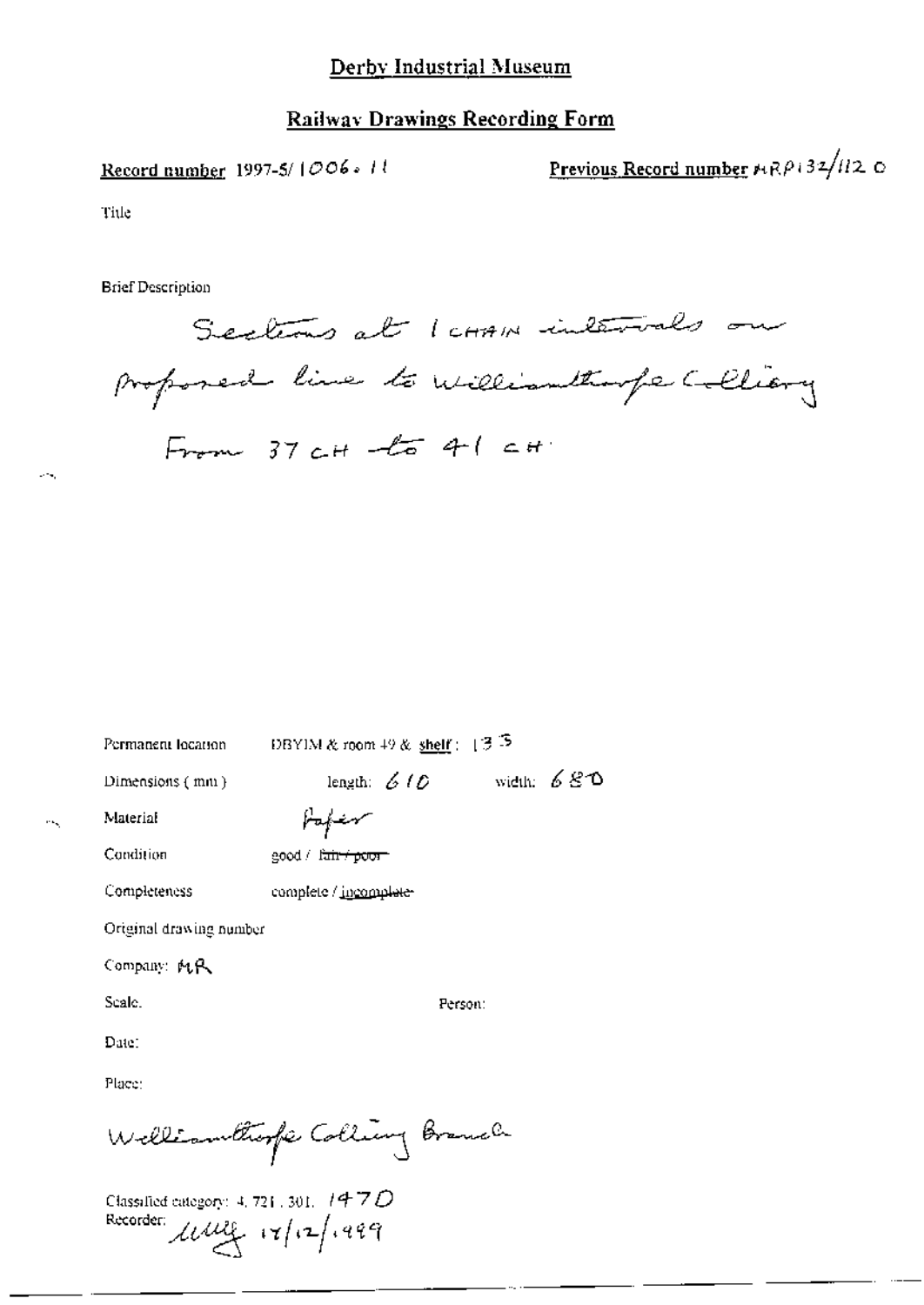# Derby Industrial Museum

## Railway Drawings Recording Form

**Record number** 1997-5/1006.11

**Previous Record number** MRP132/112 O

Title

Brief Description

Sections at 1 CHAIN intervals on proposed line to Williamthorpe Colliery From 37 CH to 41 CH.

Permanent location DBYIM & room 49 & shelf: 133

Dimensions (mm) length: 610 width: 680

Material Paper

Condition good / ~~fair / poor~~

Completeness complete / ~~incomplete~~

Original drawing number

Company: MR

Scale.

Person:

Date:

Place:

Williamthorpe Colliery Branch

Classified category: 4.721.301. 147D

Recorder: [signature] 17/12/1999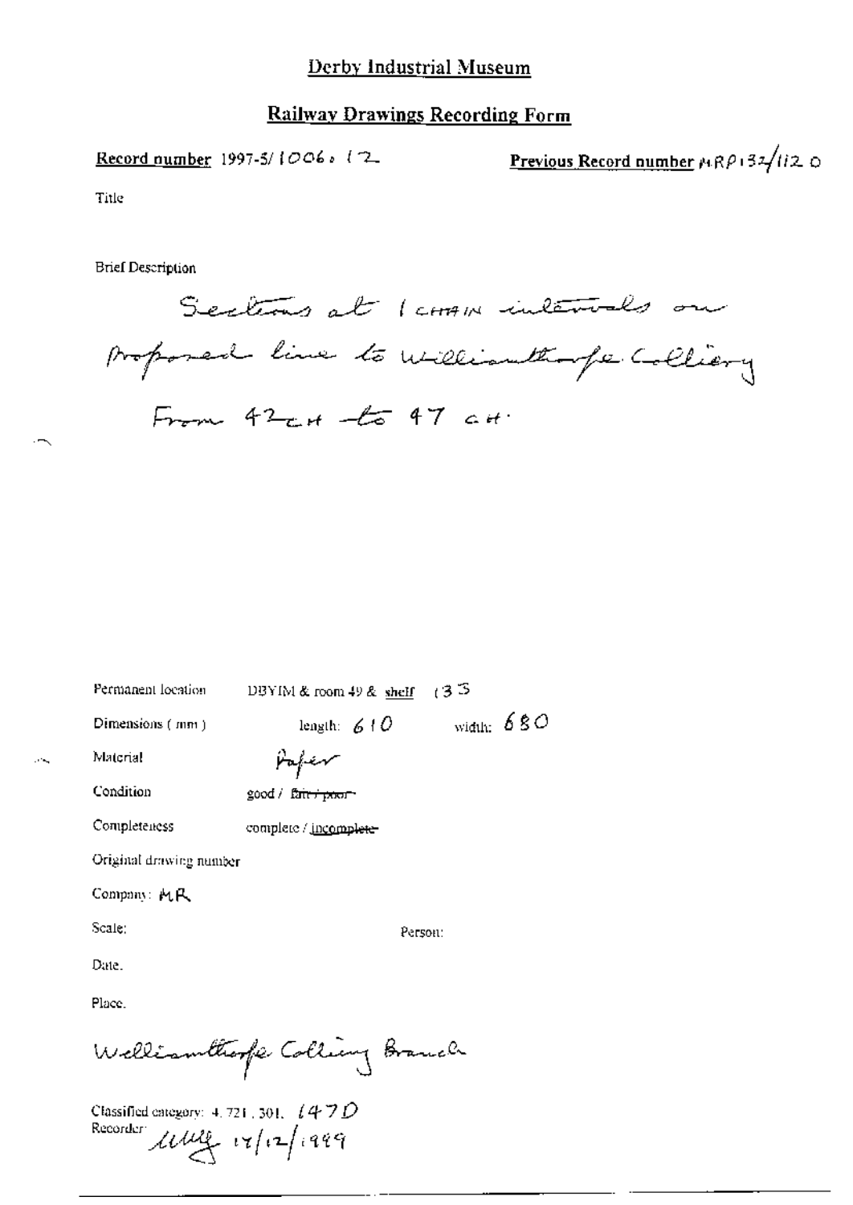# Derby Industrial Museum

## Railway Drawings Recording Form

**Record number** 1997-5/1006.12

**Previous Record number** MRP132/1120

Title

Brief Description

Sections at 1 chain intervals on proposed line to Williamthorpe Colliery From 42 ch to 47 ch.

Permanent location DBYIM & room 49 & shelf 133

Dimensions (mm) length: 610 width: 680

Material Paper

Condition good / ~~fair / poor~~

Completeness complete / ~~incomplete~~

Original drawing number

Company: MR

Scale:

Person:

Date.

Place.

Williamthorpe Colliery Branch

Classified category: 4.721.301. 147D

Recorder: [signature] 17/12/1999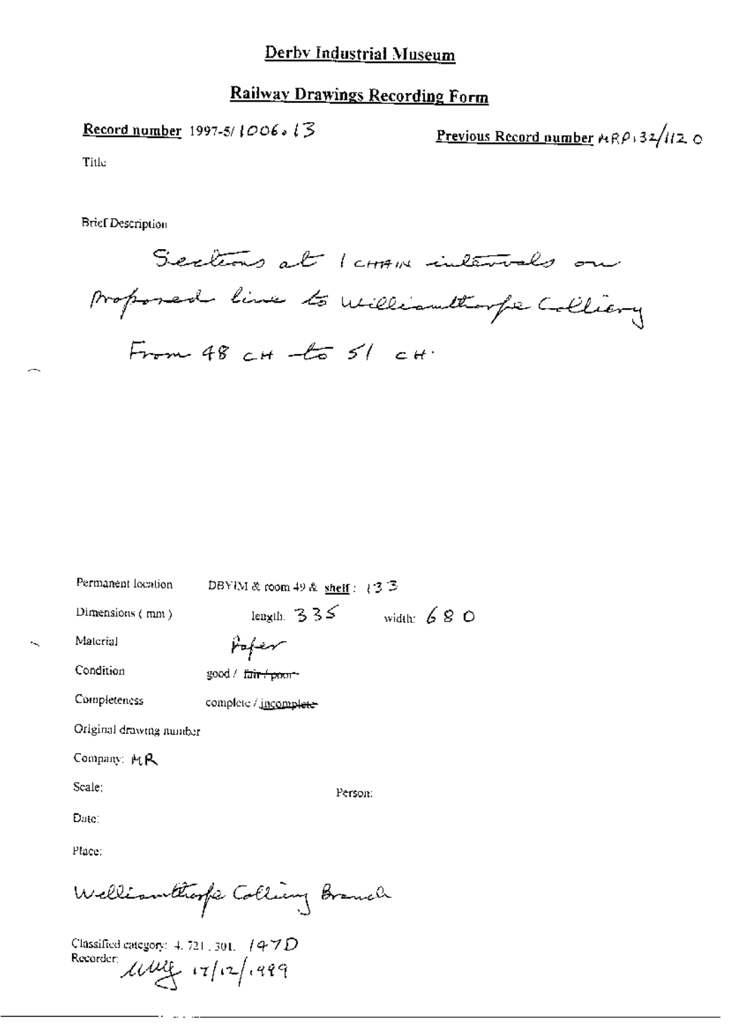# Derby Industrial Museum

## Railway Drawings Recording Form

**Record number** 1997-5/1006.13

**Previous Record number** MRP132/1120

Title

Brief Description

Sections at 1 chain intervals on proposed line to Williamthorpe Colliery From 48 ch to 51 ch.

Permanent location: DBYIM & room 49 & shelf: 133

Dimensions (mm): length: 335 width: 680

Material: Paper

Condition: good / ~~fair / poor~~

Completeness: complete / ~~incomplete~~

Original drawing number

Company: MR

Scale:

Person:

Date:

Place:

Williamthorpe Colliery Branch

Classified category: 4. 721. 301. 147D

Recorder: [initials] 17/12/1999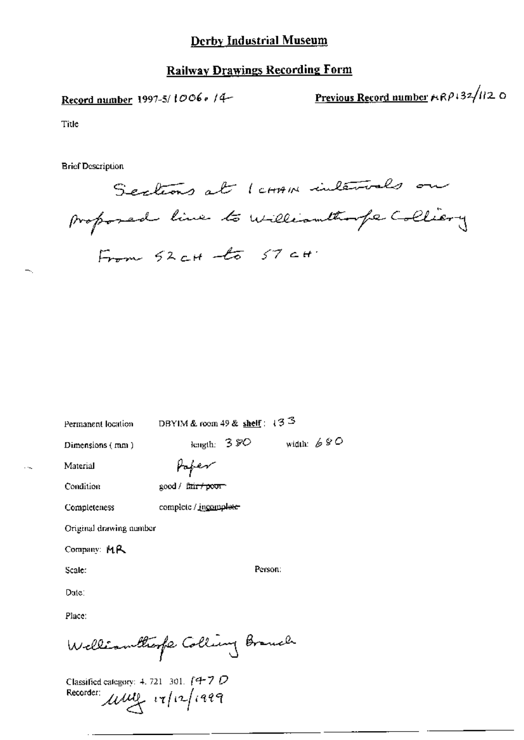# Derby Industrial Museum

## Railway Drawings Recording Form

**Record number** 1997-5/ 1006. /4 **Previous Record number** MRP132/1120

Title

Brief Description

Sections at 1 CHAIN intervals on proposed line to Williamthorpe Colliery From 52 CH to 57 CH.

Permanent location DBYIM & room 49 & **shelf**: 133

Dimensions (mm) length: 380 width: 680

Material Paper

Condition good / ~~fair / poor~~

Completeness complete / ~~incomplete~~

Original drawing number

Company: MR

Scale: Person:

Date:

Place:

Williamthorpe Colliery Branch

Classified category: 4. 721. 301. f47 D

Recorder: [signature] 17/12/1999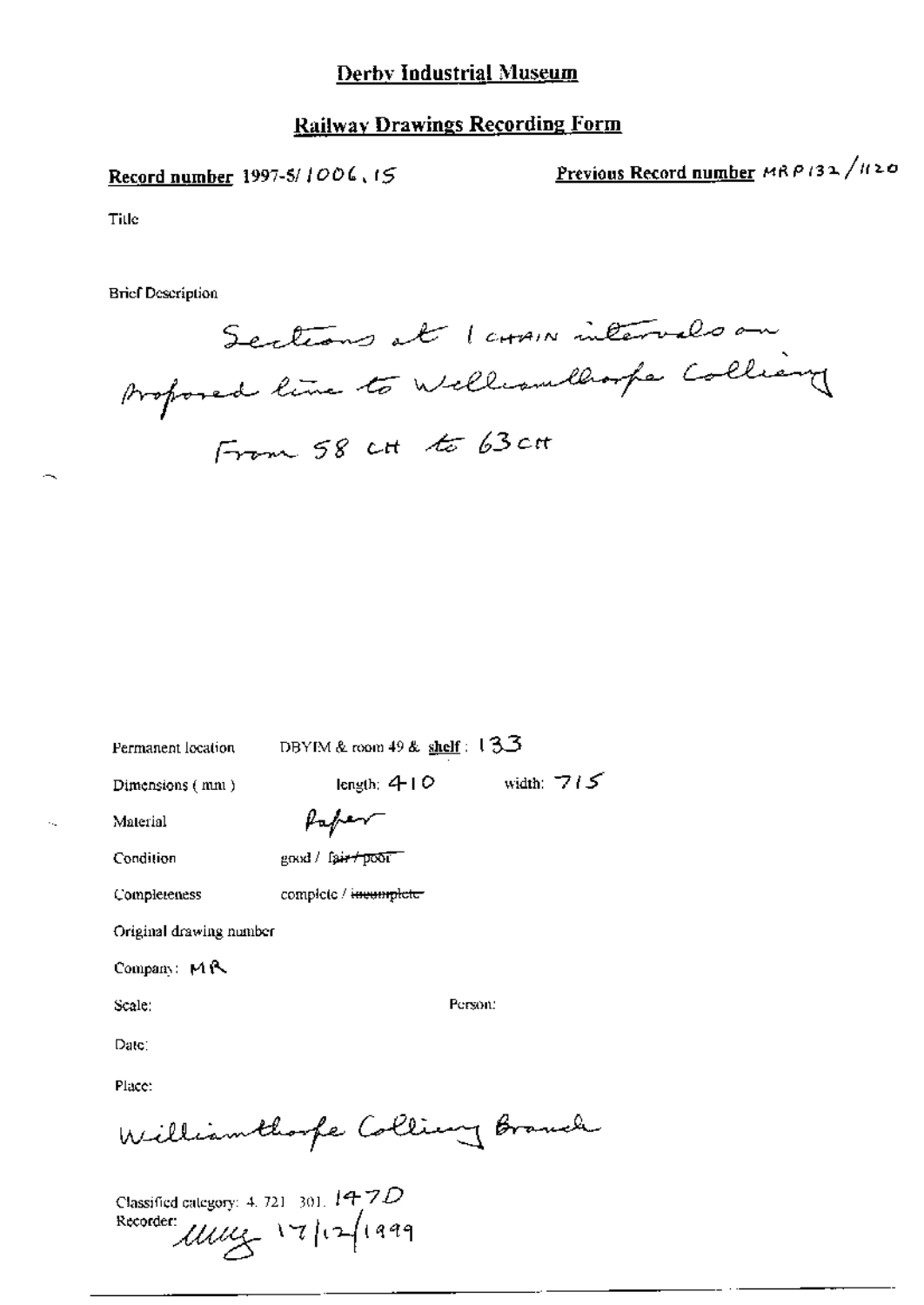# Derby Industrial Museum

## Railway Drawings Recording Form

**Record number** 1997-5/1006.15

**Previous Record number** MRP132/1120

Title

Brief Description

Sections at 1 CHAIN intervals on proposed line to Williamthorpe Colliery From 58 CH to 63 CH

Permanent location DBYIM & room 49 & **shelf**: 133

Dimensions (mm) length: 410 width: 715

Material Paper

Condition good / ~~fair / poor~~

Completeness complete / ~~incomplete~~

Original drawing number

Company: MR

Scale: Person:

Date:

Place:

Williamthorpe Colliery Branch

Classified category: 4. 721. 301. 147D

Recorder: MMG 17/12/1999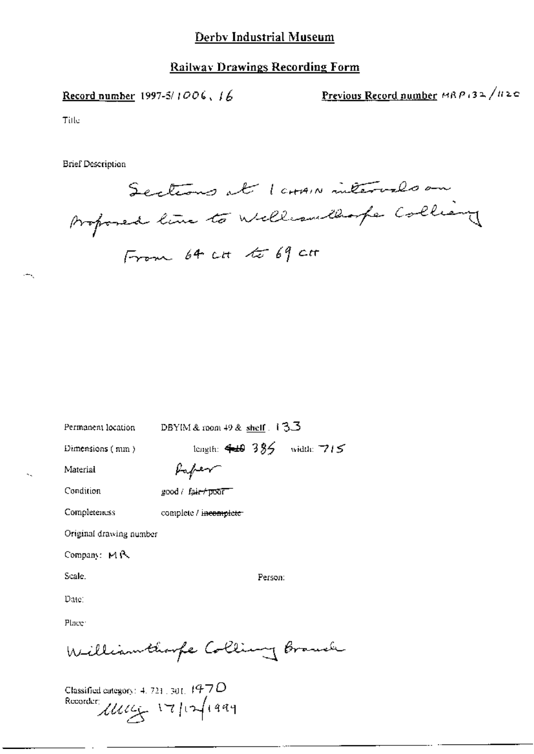# Derby Industrial Museum

## Railway Drawings Recording Form

**Record number** 1997-5/1006.16

**Previous Record number** MRP132/1120

Title

Brief Description

Sections at 1 chain intervals on proposed line to Williamthorpe Colliery

From 64 ch to 69 ch

Permanent location: DBYIM & room 49 & shelf. 133

Dimensions (mm): length: ~~410~~ 385 width: 715

Material: Paper

Condition: good / ~~fair / poor~~

Completeness: complete / ~~incomplete~~

Original drawing number

Company: MR

Scale.

Person:

Date:

Place:

Williamthorpe Colliery Branch

Classified category: 4. 721. 301. 1470

Recorder: [signature] 17/12/1999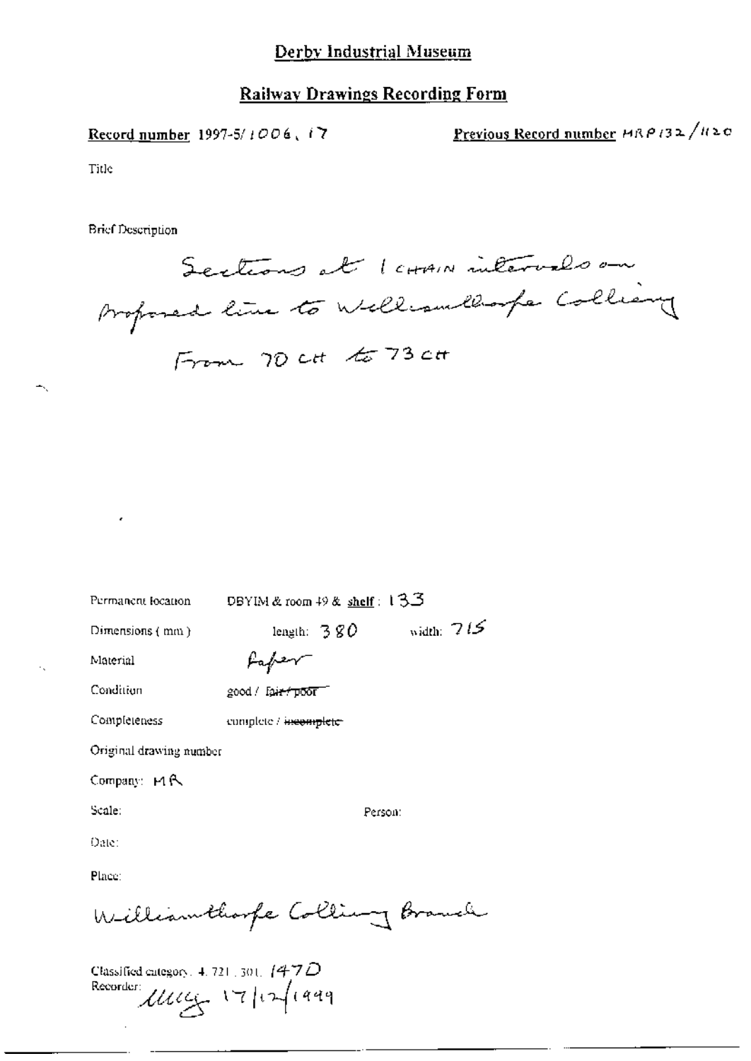# Derby Industrial Museum

## Railway Drawings Recording Form

**Record number** 1997-5/1006.17

**Previous Record number** MRP132/1120

Title

Brief Description

Sections at 1 CHAIN intervals on proposed line to Williamthorpe Colliery From 70 CH to 73 CH

Permanent location: DBYIM & room 49 & **shelf**: 133

Dimensions (mm): length: 380 width: 715

Material: Paper

Condition: good / ~~fair / poor~~

Completeness: complete / ~~incomplete~~

Original drawing number

Company: MR

Scale:

Person:

Date:

Place:

Williamthorpe Colliery Branch

Classified category: 4.721.301. 147D

Recorder: [signature] 17/12/1999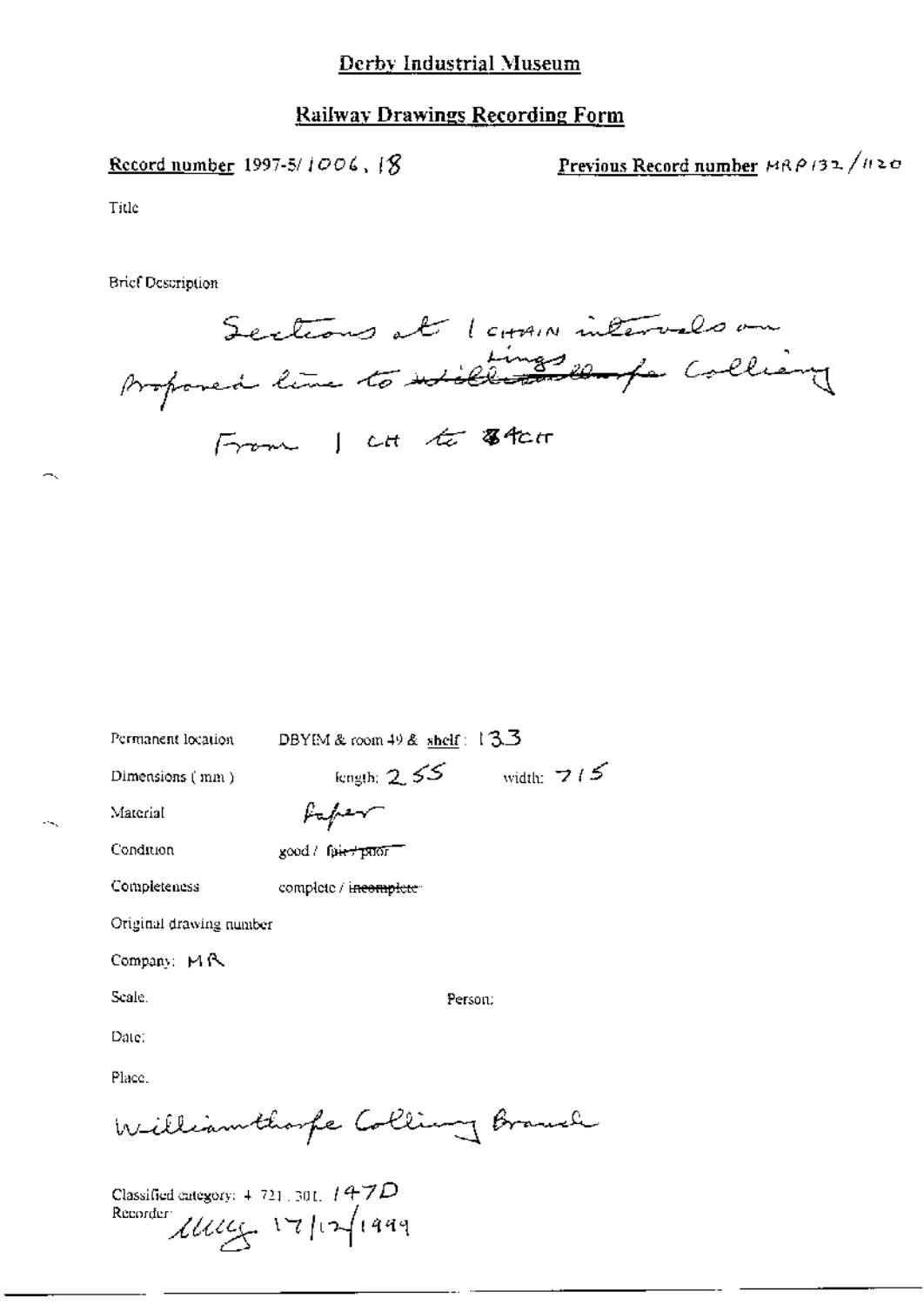# Derby Industrial Museum

## Railway Drawings Recording Form

**Record number** 1997-5/1006.18

**Previous Record number** MRP132/1120

Title

Brief Description

Sections at 1 chain intervals on proposed line to ~~Williamthorpe~~ Lings Colliery

From 1 CH to ~~8~~ 4CH

Permanent location: DBYIM & room 49 & shelf: 133

Dimensions (mm): length: 255 width: 715

Material: Paper

Condition: good / ~~fair / poor~~

Completeness: complete / ~~incomplete~~

Original drawing number

Company: MR

Scale.

Person:

Date:

Place.

Williamthorpe Colliery Branch

Classified category: 4.721.301. 147D

Recorder: [signature] 17/12/1999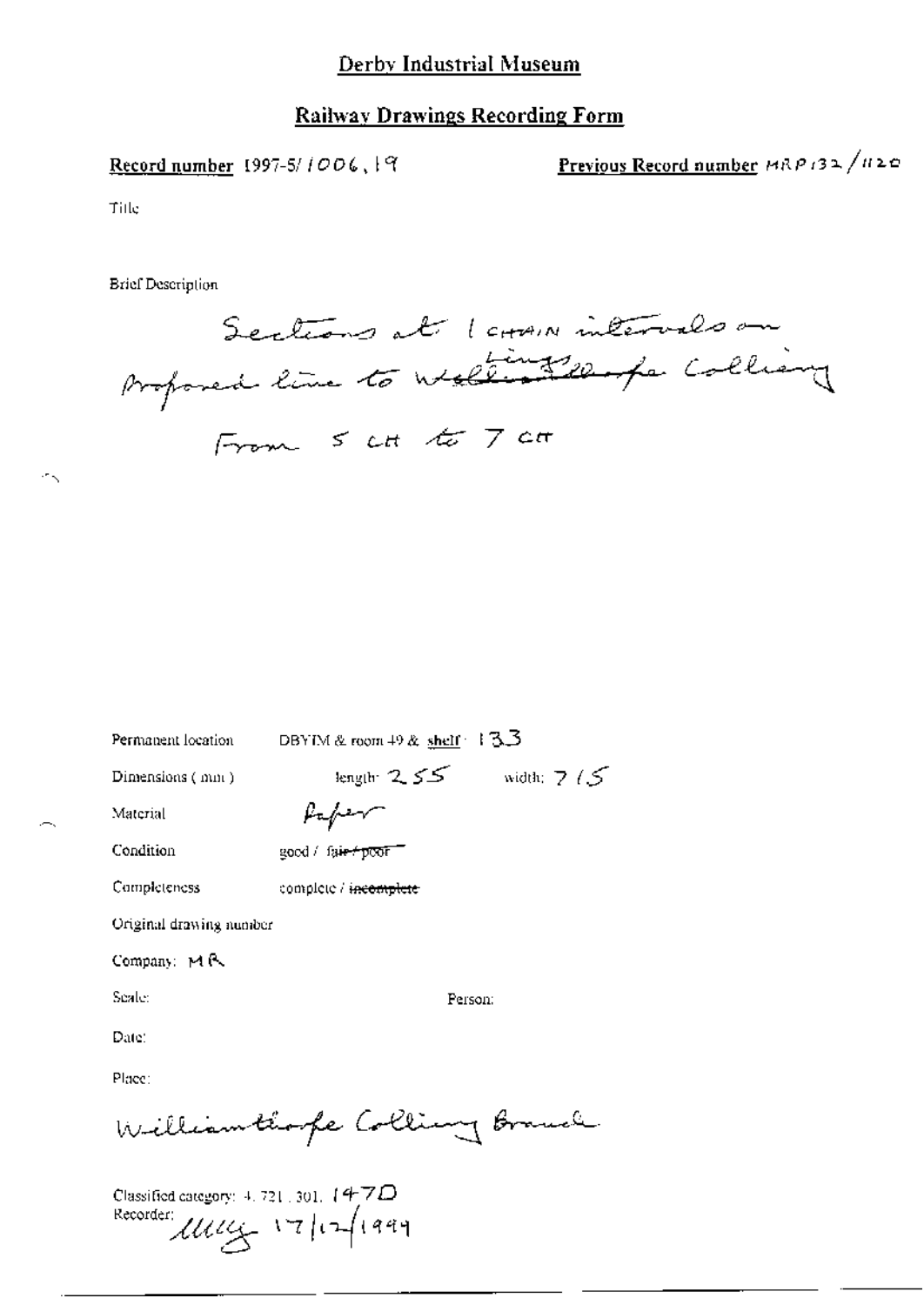# Derby Industrial Museum

## Railway Drawings Recording Form

**Record number** 1997-5/1006.19

**Previous Record number** MRP132/1120

Title

Brief Description

Sections at 1 chain intervals on proposed line to Williamthorpe Colliery From 5 CH to 7 CH

Permanent location DBYIM & room 49 & shelf: 133

Dimensions (mm) length: 255 width: 715

Material Paper

Condition good / ~~fair / poor~~

Completeness complete / ~~incomplete~~

Original drawing number

Company: MR

Scale:

Person:

Date:

Place:

Williamthorpe Colliery Branch

Classified category: 4.721.301. 147D

Recorder: [signature] 17/12/1999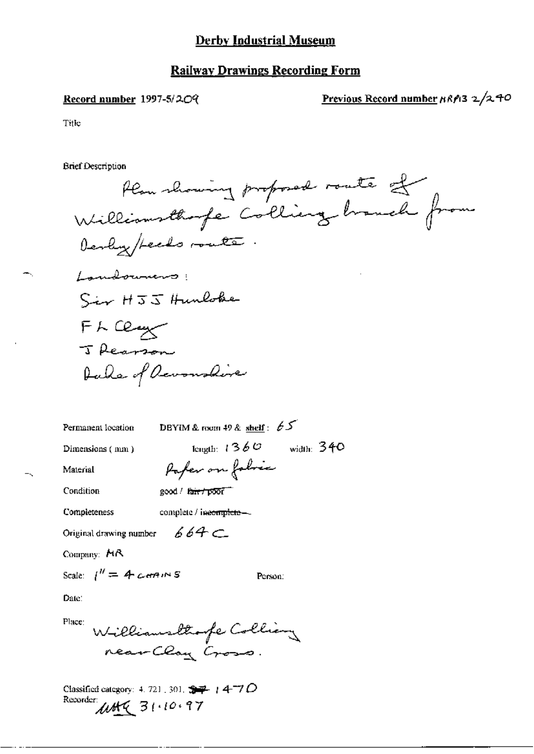# Derby Industrial Museum

## Railway Drawings Recording Form

**Record number** 1997-5/209

**Previous Record number** MR/3 2/240

Title

Brief Description

Plan showing proposed route of Williamsthorpe Colliery branch from Derby/Leeds route.

Landowners:

Sir H J J Hunloke

F L Clay

J Pearson

Duke of Devonshire

Permanent location DBYIM & room 49 & shelf: 65

Dimensions (mm) length: 1360 width: 340

Material Paper on fabric

Condition good / ~~fair / poor~~

Completeness complete / ~~incomplete~~

Original drawing number 664C

Company: MR

Scale: 1" = 4 CHAINS

Person:

Date:

Place: Williamsthorpe Colliery near Clay Cross.

Classified category: 4.721.301. ~~317~~ 1470

Recorder: MAG 31.10.97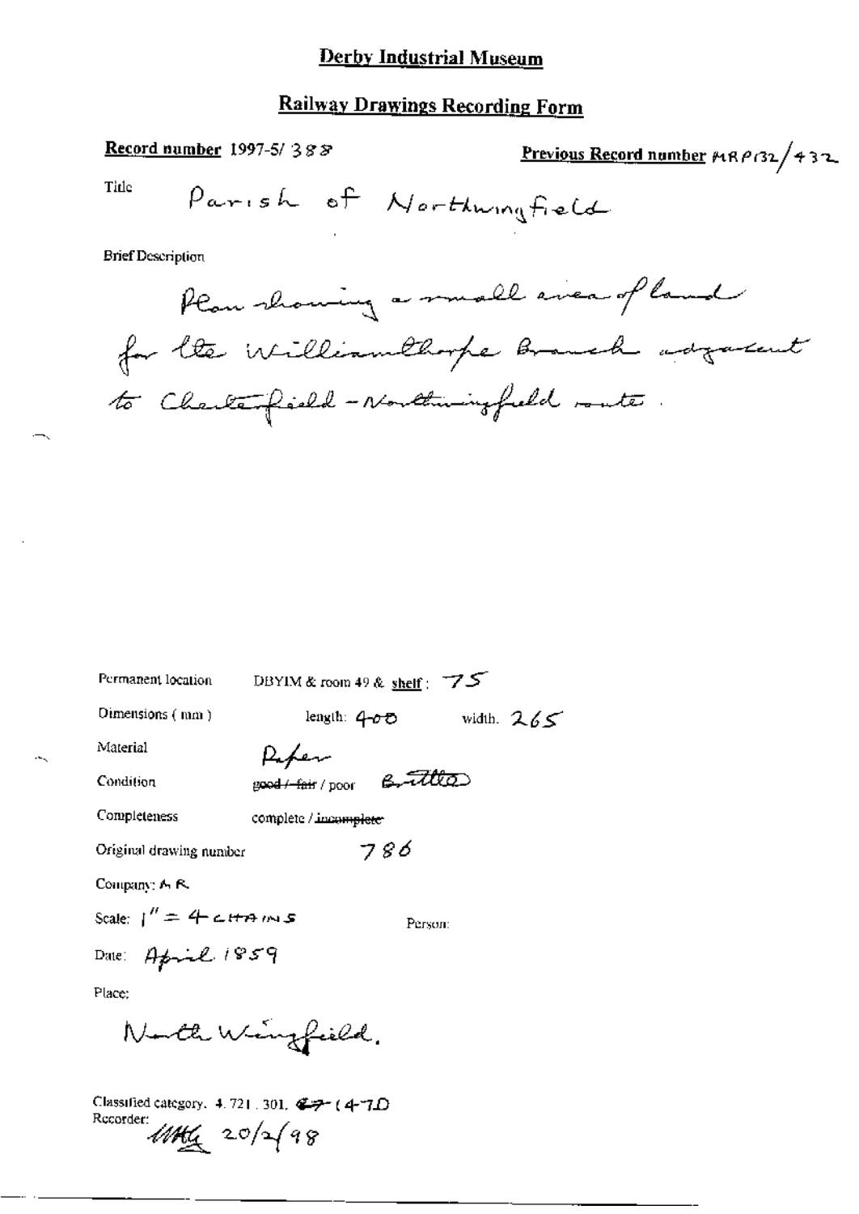# Derby Industrial Museum

## Railway Drawings Recording Form

**Record number** 1997-5/388

**Previous Record number** MRP132/432

Title: Parish of Northwingfield

Brief Description

Plan showing a small area of land for the Williamthorpe Branch adjacent to Chesterfield - Northwingfield route.

Permanent location: DBYIM & room 49 & shelf: 75

Dimensions (mm): length: 400 width: 265

Material: Paper

Condition: ~~good / fair~~ / poor Brittle

Completeness: complete / ~~incomplete~~

Original drawing number: 786

Company: M R

Scale: 1" = 4 CHAINS

Person:

Date: April 1859

Place:

North Wingfield.

Classified category: 4.721.301. ~~47~~ (47D

Recorder: MHG 20/2/98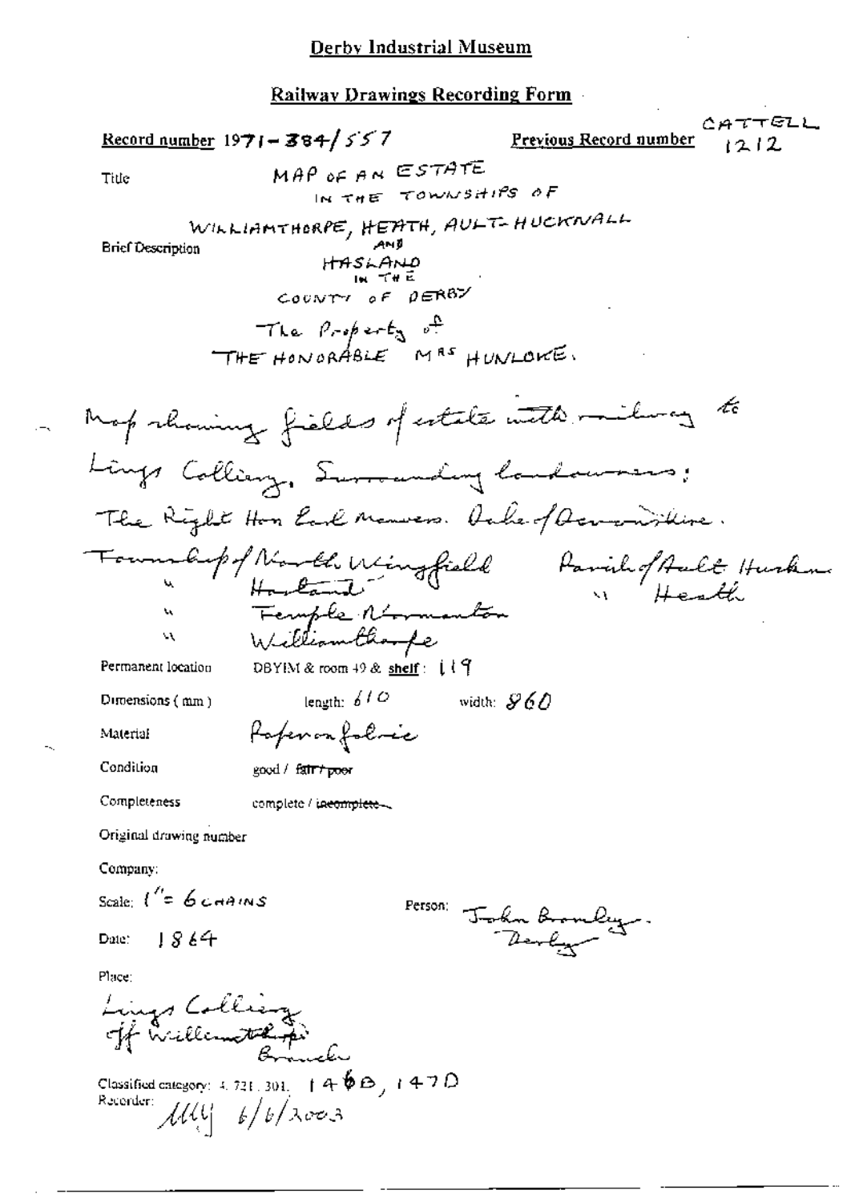# Derby Industrial Museum

## Railway Drawings Recording Form

**Record number** 1971-384/557 **Previous Record number** CATTELL 1212

Title MAP OF AN ESTATE IN THE TOWNSHIPS OF WILLIAMTHORPE, HEATH, AULT-HUCKNALL AND HASLAND IN THE COUNTY OF DERBY The Property of THE HONORABLE MRS HUNLOKE.

Brief Description

Map showing fields of estate with railway to Lings Colliery. Surrounding landowners: The Right Hon Earl Manvers. Duke of Devonshire. Township of North Wingfield Parish of Ault Hucknall
" Hasland " Heath
" Temple Normanton
" Williamthorpe

Permanent location DBYIM & room 49 & shelf: 119

Dimensions (mm) length: 610 width: 960

Material Paper on fabric

Condition good / ~~fair / poor~~

Completeness complete / ~~incomplete~~

Original drawing number

Company:

Scale: 1" = 6 CHAINS

Person: John Bromley. Derby

Date: 1864

Place:

Lings Colliery off Williamthorpe Branch

Classified category: 4. 721. 301. 146B, 147D

Recorder: MW 6/6/2003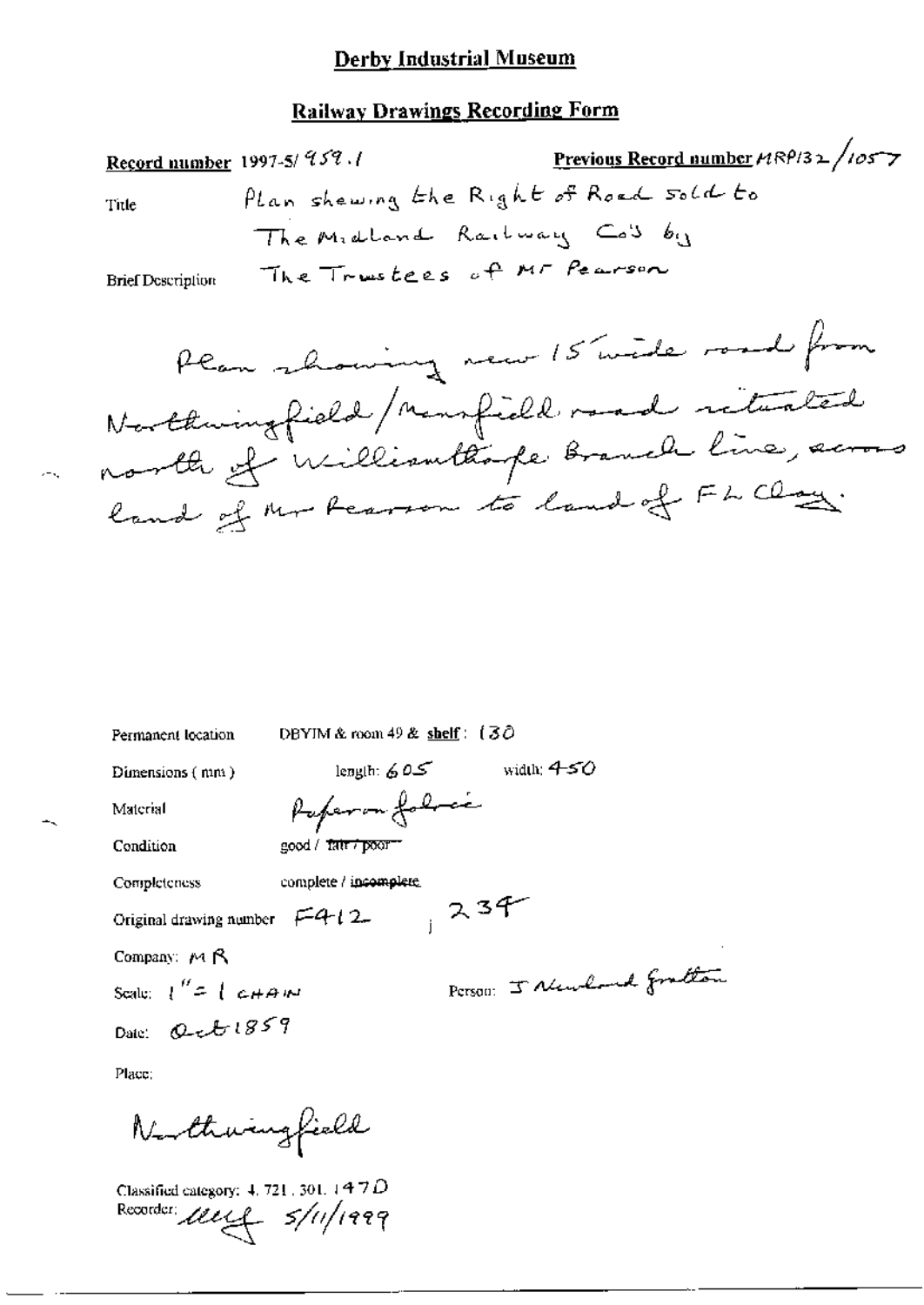# Derby Industrial Museum

## Railway Drawings Recording Form

**Record number** 1997-5/ 959.1 **Previous Record number** MRP132/1057

Title: Plan shewing the Right of Road sold to The Midland Railway Co's by The Trustees of Mr Pearson

Brief Description: Plan showing new 15' wide road from Northwingfield/Mansfield road situated north of Williamthorpe Branch line, across land of Mr Pearson to land of F L Clay.

Permanent location: DBYIM & room 49 & **shelf**: 130

Dimensions (mm): length: 605 width: 450

Material: Paper on fabric

Condition: good / ~~fair / poor~~

Completeness: complete / ~~incomplete~~

Original drawing number: F412 , 234

Company: MR

Scale: 1" = 1 CHAIN

Person: J Newland Gratton

Date: Oct 1859

Place:

Northwingfield

Classified category: 4. 721. 301. 147D

Recorder: [signature] 5/11/1999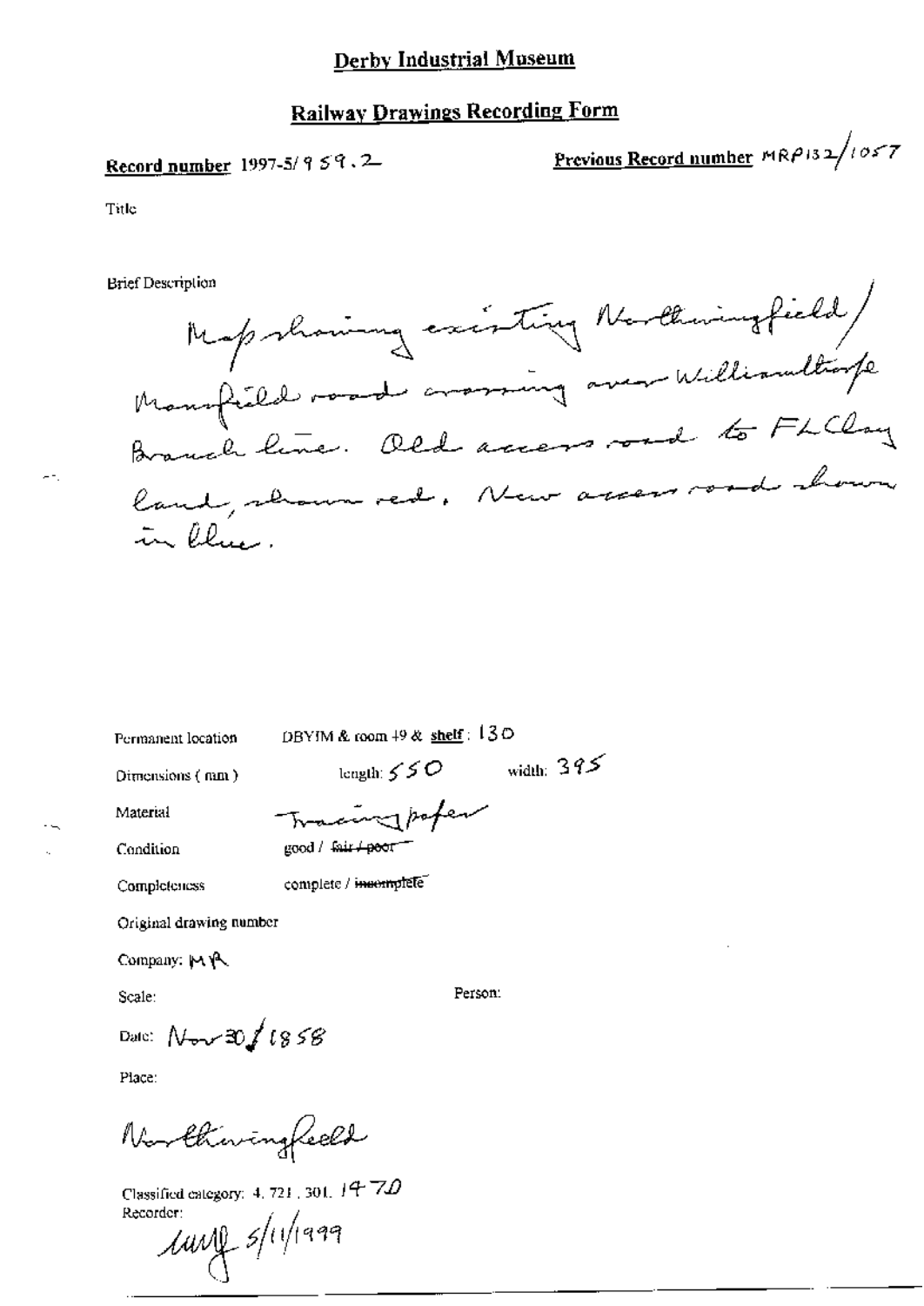# Derby Industrial Museum

## Railway Drawings Recording Form

**Record number** 1997-5/959.2

**Previous Record number** MRP132/1057

Title

Brief Description

Map showing existing Northwingfield/Mansfield road crossing over Williamthorpe Branch line. Old access road to F L Clay land, shown red. New access road shown in blue.

Permanent location DBYIM & room 49 & shelf: 130

Dimensions (mm) length: 550 width: 395

Material Tracing paper

Condition good / ~~fair / poor~~

Completeness complete / ~~incomplete~~

Original drawing number

Company: MR

Scale:

Person:

Date: Nov 30/1858

Place:

Northwingfield

Classified category: 4. 721. 301. 1470

Recorder:

[signature] 5/11/1999